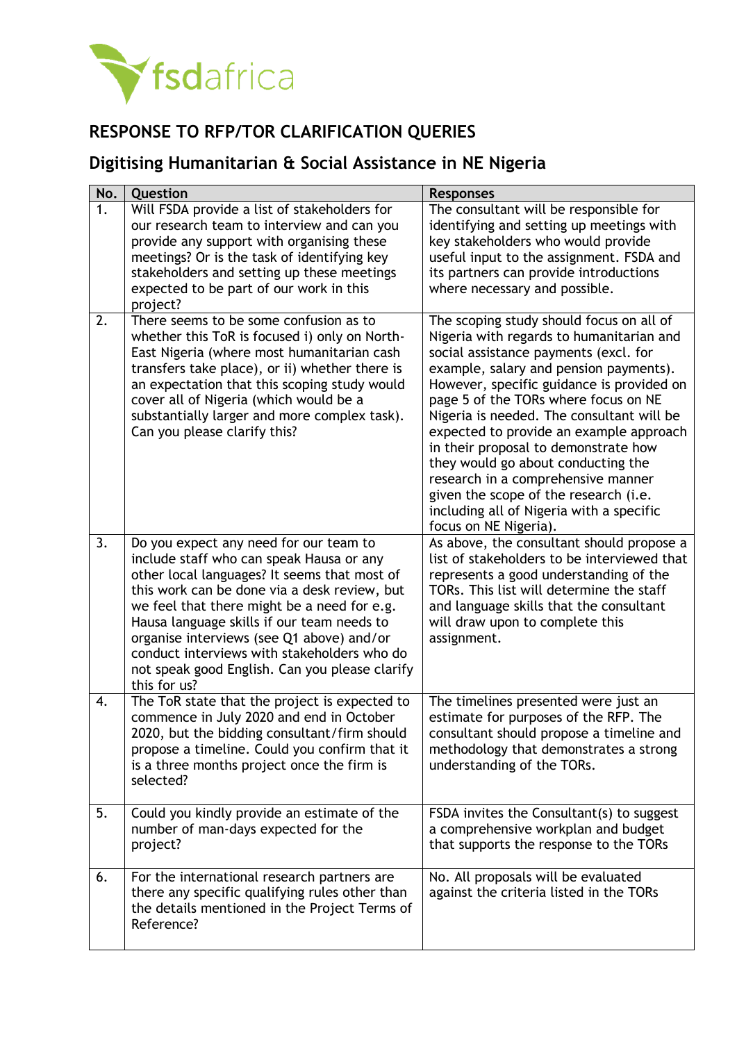fsdafrica

# RESPONSE TO RFP/TOR CLARIFICATION QUERIES

## Digitising Humanitarian & Social Assistance in NE Nigeria

| No. | Question | Responses |
|---|---|---|
| 1. | Will FSDA provide a list of stakeholders for our research team to interview and can you provide any support with organising these meetings? Or is the task of identifying key stakeholders and setting up these meetings expected to be part of our work in this project? | The consultant will be responsible for identifying and setting up meetings with key stakeholders who would provide useful input to the assignment. FSDA and its partners can provide introductions where necessary and possible. |
| 2. | There seems to be some confusion as to whether this ToR is focused i) only on North-East Nigeria (where most humanitarian cash transfers take place), or ii) whether there is an expectation that this scoping study would cover all of Nigeria (which would be a substantially larger and more complex task). Can you please clarify this? | The scoping study should focus on all of Nigeria with regards to humanitarian and social assistance payments (excl. for example, salary and pension payments). However, specific guidance is provided on page 5 of the TORs where focus on NE Nigeria is needed. The consultant will be expected to provide an example approach in their proposal to demonstrate how they would go about conducting the research in a comprehensive manner given the scope of the research (i.e. including all of Nigeria with a specific focus on NE Nigeria). |
| 3. | Do you expect any need for our team to include staff who can speak Hausa or any other local languages? It seems that most of this work can be done via a desk review, but we feel that there might be a need for e.g. Hausa language skills if our team needs to organise interviews (see Q1 above) and/or conduct interviews with stakeholders who do not speak good English. Can you please clarify this for us? | As above, the consultant should propose a list of stakeholders to be interviewed that represents a good understanding of the TORs. This list will determine the staff and language skills that the consultant will draw upon to complete this assignment. |
| 4. | The ToR state that the project is expected to commence in July 2020 and end in October 2020, but the bidding consultant/firm should propose a timeline. Could you confirm that it is a three months project once the firm is selected? | The timelines presented were just an estimate for purposes of the RFP. The consultant should propose a timeline and methodology that demonstrates a strong understanding of the TORs. |
| 5. | Could you kindly provide an estimate of the number of man-days expected for the project? | FSDA invites the Consultant(s) to suggest a comprehensive workplan and budget that supports the response to the TORs |
| 6. | For the international research partners are there any specific qualifying rules other than the details mentioned in the Project Terms of Reference? | No. All proposals will be evaluated against the criteria listed in the TORs |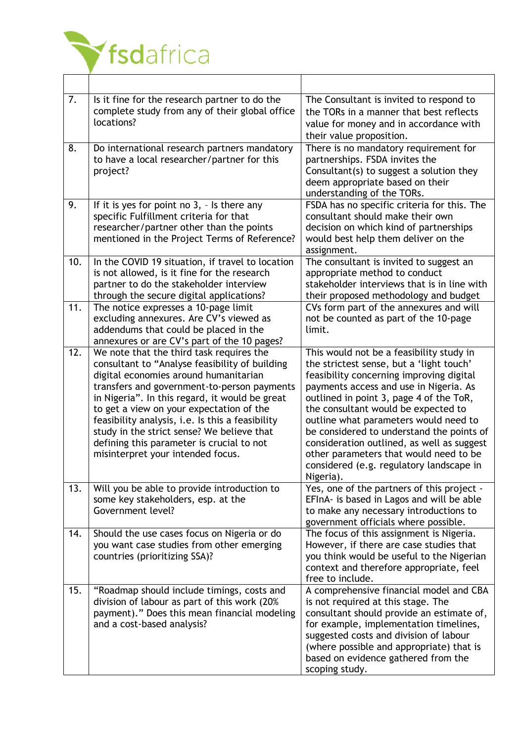| | | |
|---|---|---|
| 7. | Is it fine for the research partner to do the complete study from any of their global office locations? | The Consultant is invited to respond to the TORs in a manner that best reflects value for money and in accordance with their value proposition. |
| 8. | Do international research partners mandatory to have a local researcher/partner for this project? | There is no mandatory requirement for partnerships. FSDA invites the Consultant(s) to suggest a solution they deem appropriate based on their understanding of the TORs. |
| 9. | If it is yes for point no 3, - Is there any specific Fulfillment criteria for that researcher/partner other than the points mentioned in the Project Terms of Reference? | FSDA has no specific criteria for this. The consultant should make their own decision on which kind of partnerships would best help them deliver on the assignment. |
| 10. | In the COVID 19 situation, if travel to location is not allowed, is it fine for the research partner to do the stakeholder interview through the secure digital applications? | The consultant is invited to suggest an appropriate method to conduct stakeholder interviews that is in line with their proposed methodology and budget |
| 11. | The notice expresses a 10-page limit excluding annexures. Are CV's viewed as addendums that could be placed in the annexures or are CV's part of the 10 pages? | CVs form part of the annexures and will not be counted as part of the 10-page limit. |
| 12. | We note that the third task requires the consultant to "Analyse feasibility of building digital economies around humanitarian transfers and government-to-person payments in Nigeria". In this regard, it would be great to get a view on your expectation of the feasibility analysis, i.e. Is this a feasibility study in the strict sense? We believe that defining this parameter is crucial to not misinterpret your intended focus. | This would not be a feasibility study in the strictest sense, but a 'light touch' feasibility concerning improving digital payments access and use in Nigeria. As outlined in point 3, page 4 of the ToR, the consultant would be expected to outline what parameters would need to be considered to understand the points of consideration outlined, as well as suggest other parameters that would need to be considered (e.g. regulatory landscape in Nigeria). |
| 13. | Will you be able to provide introduction to some key stakeholders, esp. at the Government level? | Yes, one of the partners of this project - EFInA- is based in Lagos and will be able to make any necessary introductions to government officials where possible. |
| 14. | Should the use cases focus on Nigeria or do you want case studies from other emerging countries (prioritizing SSA)? | The focus of this assignment is Nigeria. However, if there are case studies that you think would be useful to the Nigerian context and therefore appropriate, feel free to include. |
| 15. | "Roadmap should include timings, costs and division of labour as part of this work (20% payment)." Does this mean financial modeling and a cost-based analysis? | A comprehensive financial model and CBA is not required at this stage. The consultant should provide an estimate of, for example, implementation timelines, suggested costs and division of labour (where possible and appropriate) that is based on evidence gathered from the scoping study. |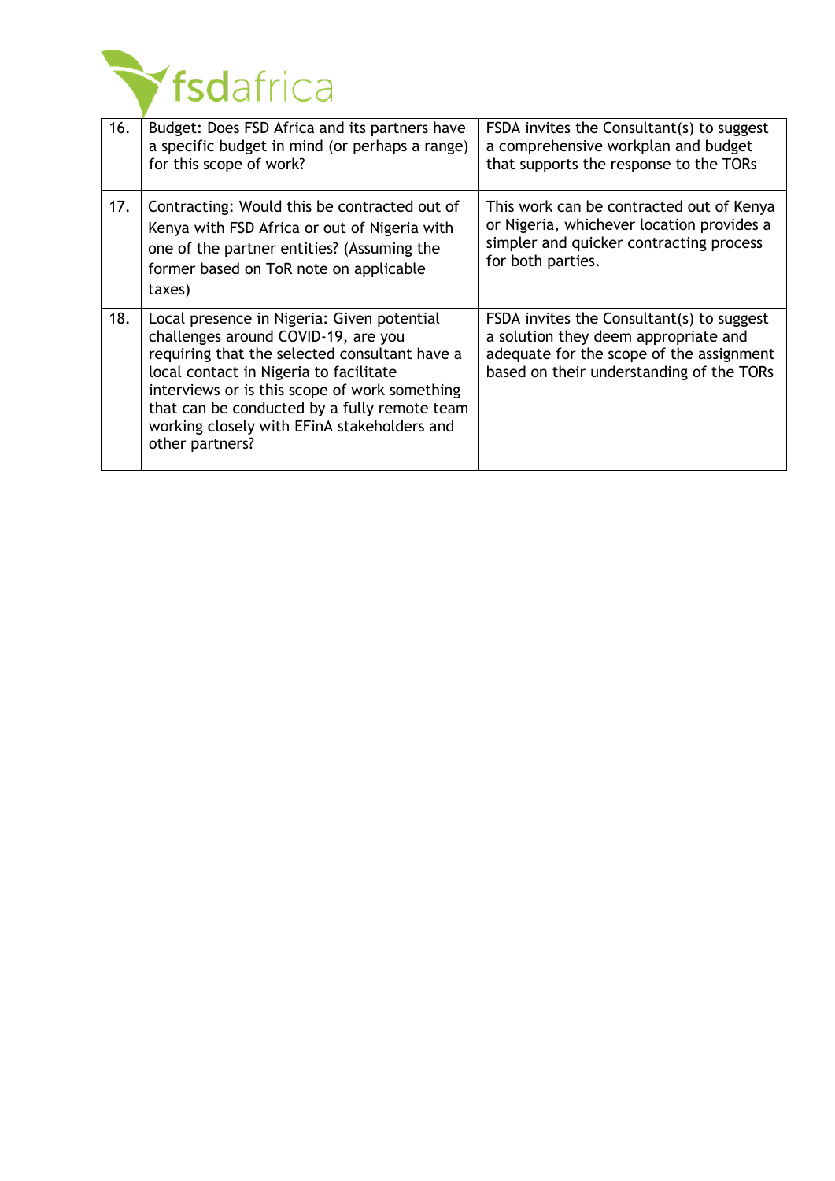| | | |
|---|---|---|
| 16. | Budget: Does FSD Africa and its partners have a specific budget in mind (or perhaps a range) for this scope of work? | FSDA invites the Consultant(s) to suggest a comprehensive workplan and budget that supports the response to the TORs |
| 17. | Contracting: Would this be contracted out of Kenya with FSD Africa or out of Nigeria with one of the partner entities? (Assuming the former based on ToR note on applicable taxes) | This work can be contracted out of Kenya or Nigeria, whichever location provides a simpler and quicker contracting process for both parties. |
| 18. | Local presence in Nigeria: Given potential challenges around COVID-19, are you requiring that the selected consultant have a local contact in Nigeria to facilitate interviews or is this scope of work something that can be conducted by a fully remote team working closely with EFinA stakeholders and other partners? | FSDA invites the Consultant(s) to suggest a solution they deem appropriate and adequate for the scope of the assignment based on their understanding of the TORs |